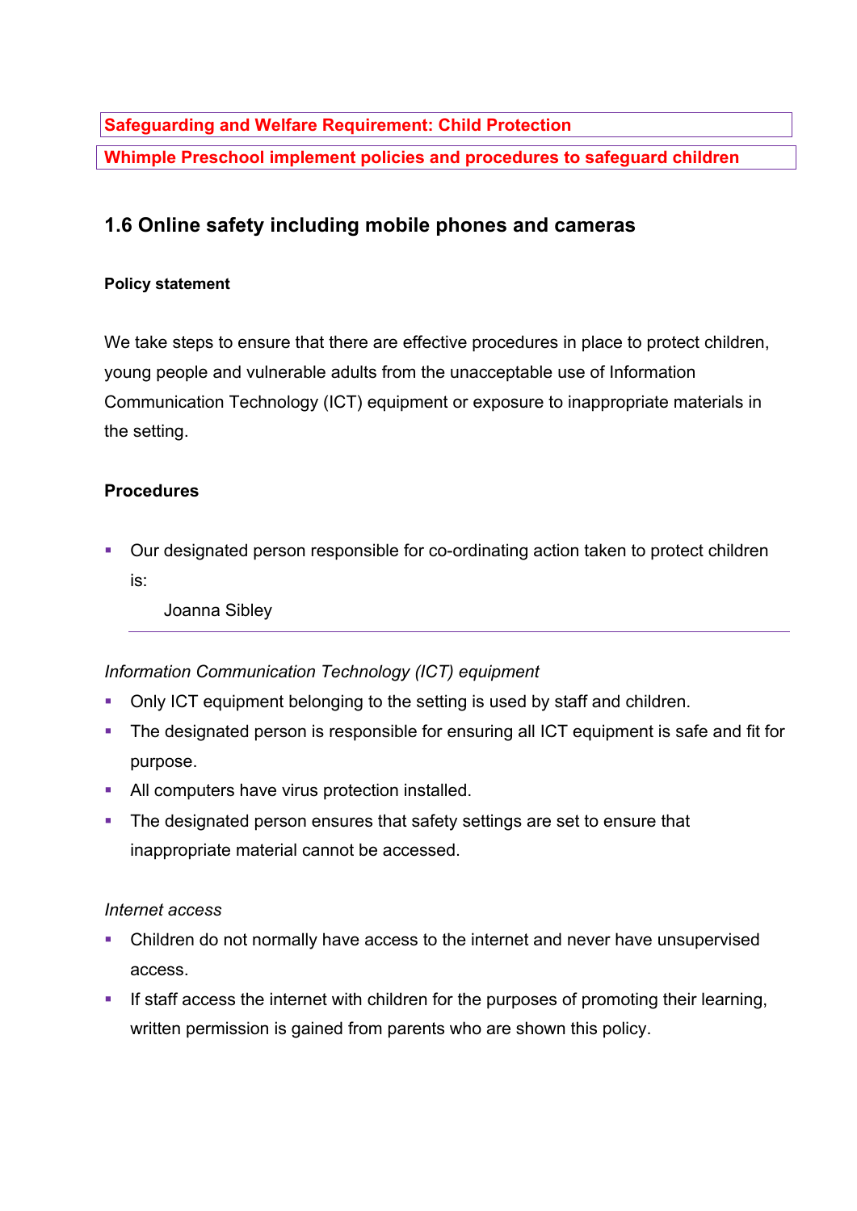**Safeguarding and Welfare Requirement: Child Protection**

**Whimple Preschool implement policies and procedures to safeguard children**

## 1.6 Online safety including mobile phones and cameras

**Policy statement**

We take steps to ensure that there are effective procedures in place to protect children, young people and vulnerable adults from the unacceptable use of Information Communication Technology (ICT) equipment or exposure to inappropriate materials in the setting.

**Procedures**

- Our designated person responsible for co-ordinating action taken to protect children is:

  Joanna Sibley

*Information Communication Technology (ICT) equipment*

- Only ICT equipment belonging to the setting is used by staff and children.
- The designated person is responsible for ensuring all ICT equipment is safe and fit for purpose.
- All computers have virus protection installed.
- The designated person ensures that safety settings are set to ensure that inappropriate material cannot be accessed.

*Internet access*

- Children do not normally have access to the internet and never have unsupervised access.
- If staff access the internet with children for the purposes of promoting their learning, written permission is gained from parents who are shown this policy.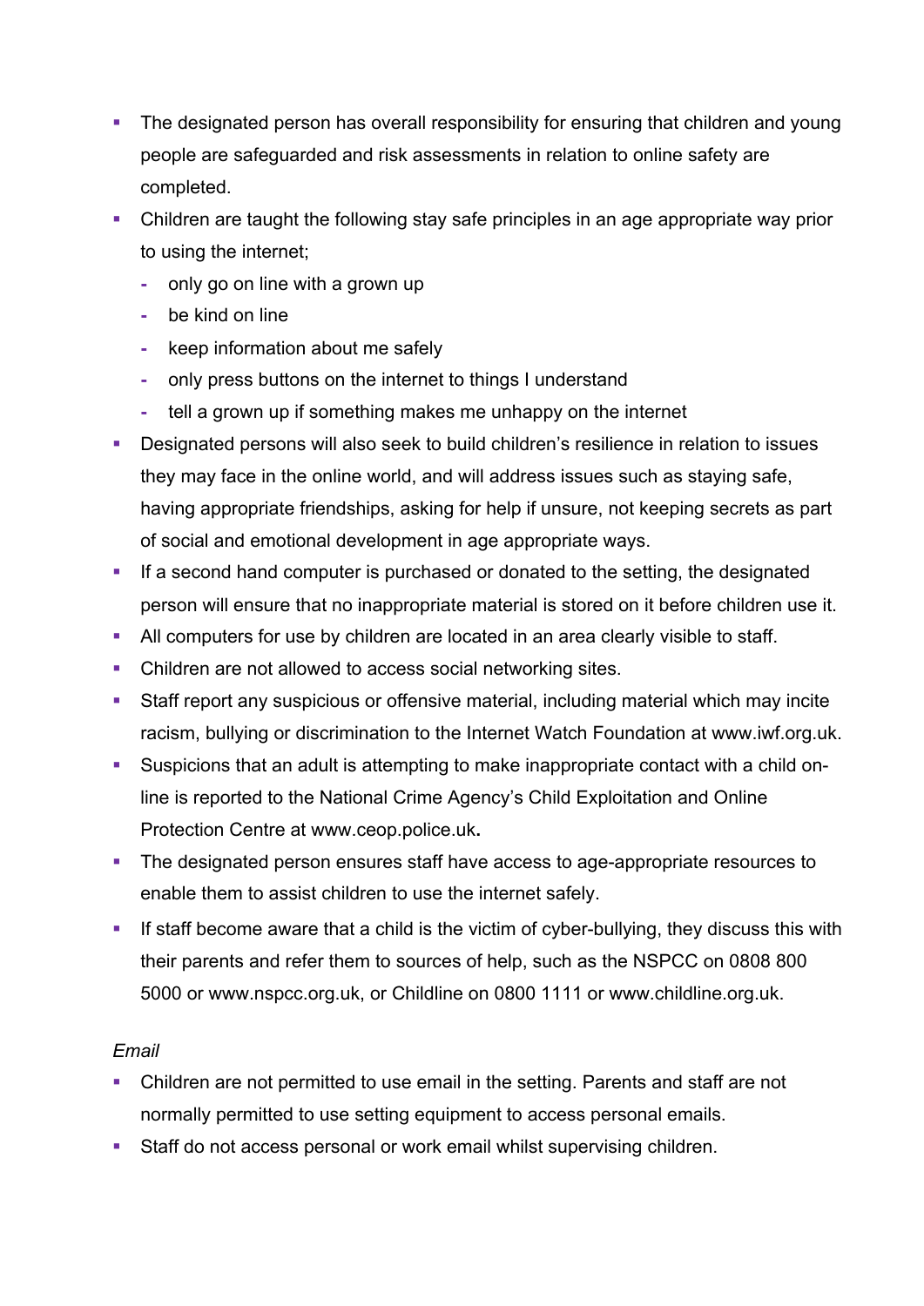- The designated person has overall responsibility for ensuring that children and young people are safeguarded and risk assessments in relation to online safety are completed.
- Children are taught the following stay safe principles in an age appropriate way prior to using the internet;
  - only go on line with a grown up
  - be kind on line
  - keep information about me safely
  - only press buttons on the internet to things I understand
  - tell a grown up if something makes me unhappy on the internet
- Designated persons will also seek to build children's resilience in relation to issues they may face in the online world, and will address issues such as staying safe, having appropriate friendships, asking for help if unsure, not keeping secrets as part of social and emotional development in age appropriate ways.
- If a second hand computer is purchased or donated to the setting, the designated person will ensure that no inappropriate material is stored on it before children use it.
- All computers for use by children are located in an area clearly visible to staff.
- Children are not allowed to access social networking sites.
- Staff report any suspicious or offensive material, including material which may incite racism, bullying or discrimination to the Internet Watch Foundation at www.iwf.org.uk.
- Suspicions that an adult is attempting to make inappropriate contact with a child on-line is reported to the National Crime Agency's Child Exploitation and Online Protection Centre at www.ceop.police.uk**.**
- The designated person ensures staff have access to age-appropriate resources to enable them to assist children to use the internet safely.
- If staff become aware that a child is the victim of cyber-bullying, they discuss this with their parents and refer them to sources of help, such as the NSPCC on 0808 800 5000 or www.nspcc.org.uk, or Childline on 0800 1111 or www.childline.org.uk.

*Email*

- Children are not permitted to use email in the setting. Parents and staff are not normally permitted to use setting equipment to access personal emails.
- Staff do not access personal or work email whilst supervising children.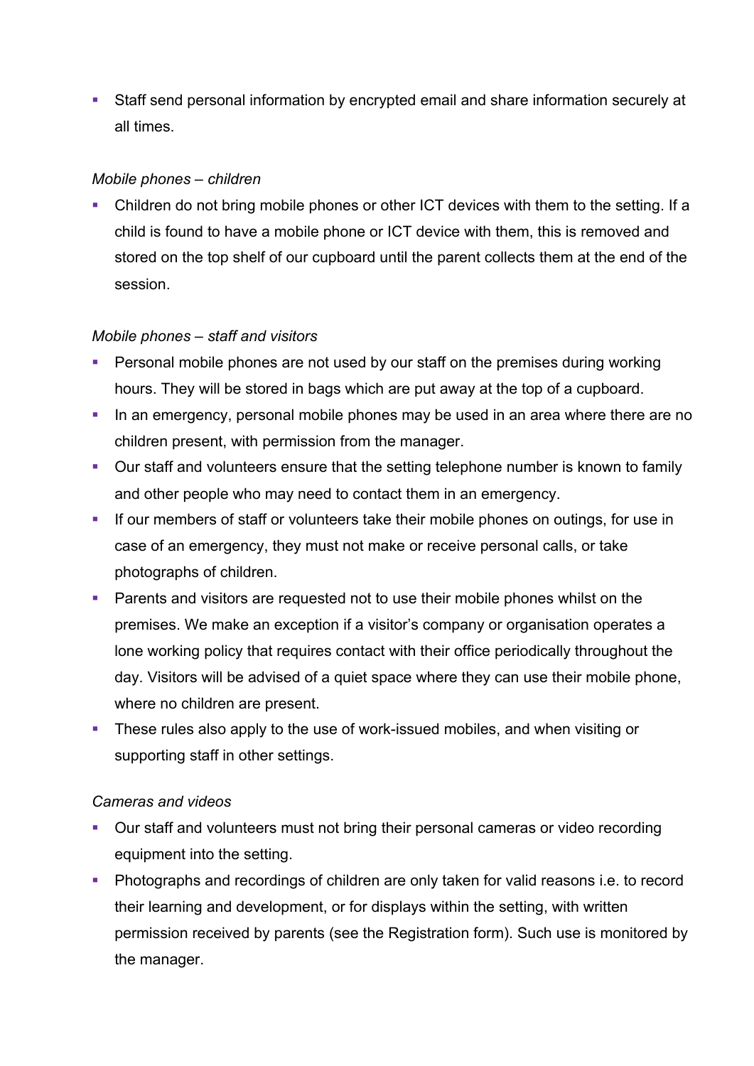- Staff send personal information by encrypted email and share information securely at all times.

*Mobile phones – children*

- Children do not bring mobile phones or other ICT devices with them to the setting. If a child is found to have a mobile phone or ICT device with them, this is removed and stored on the top shelf of our cupboard until the parent collects them at the end of the session.

*Mobile phones – staff and visitors*

- Personal mobile phones are not used by our staff on the premises during working hours. They will be stored in bags which are put away at the top of a cupboard.
- In an emergency, personal mobile phones may be used in an area where there are no children present, with permission from the manager.
- Our staff and volunteers ensure that the setting telephone number is known to family and other people who may need to contact them in an emergency.
- If our members of staff or volunteers take their mobile phones on outings, for use in case of an emergency, they must not make or receive personal calls, or take photographs of children.
- Parents and visitors are requested not to use their mobile phones whilst on the premises. We make an exception if a visitor's company or organisation operates a lone working policy that requires contact with their office periodically throughout the day. Visitors will be advised of a quiet space where they can use their mobile phone, where no children are present.
- These rules also apply to the use of work-issued mobiles, and when visiting or supporting staff in other settings.

*Cameras and videos*

- Our staff and volunteers must not bring their personal cameras or video recording equipment into the setting.
- Photographs and recordings of children are only taken for valid reasons i.e. to record their learning and development, or for displays within the setting, with written permission received by parents (see the Registration form). Such use is monitored by the manager.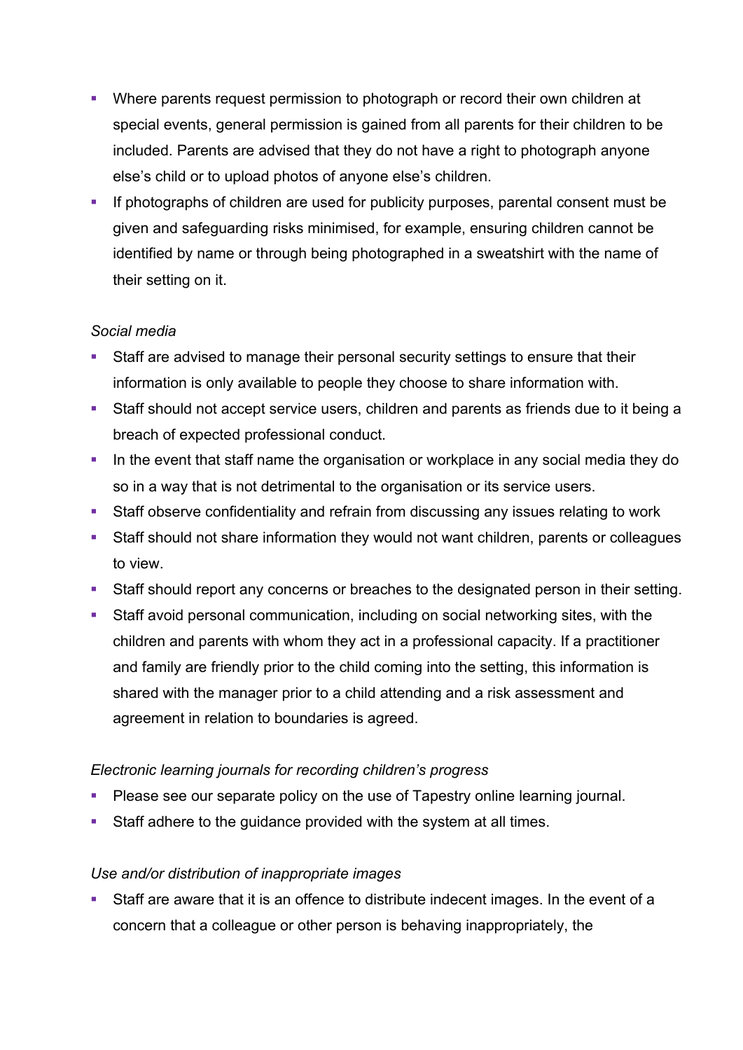- Where parents request permission to photograph or record their own children at special events, general permission is gained from all parents for their children to be included. Parents are advised that they do not have a right to photograph anyone else's child or to upload photos of anyone else's children.
- If photographs of children are used for publicity purposes, parental consent must be given and safeguarding risks minimised, for example, ensuring children cannot be identified by name or through being photographed in a sweatshirt with the name of their setting on it.

*Social media*

- Staff are advised to manage their personal security settings to ensure that their information is only available to people they choose to share information with.
- Staff should not accept service users, children and parents as friends due to it being a breach of expected professional conduct.
- In the event that staff name the organisation or workplace in any social media they do so in a way that is not detrimental to the organisation or its service users.
- Staff observe confidentiality and refrain from discussing any issues relating to work
- Staff should not share information they would not want children, parents or colleagues to view.
- Staff should report any concerns or breaches to the designated person in their setting.
- Staff avoid personal communication, including on social networking sites, with the children and parents with whom they act in a professional capacity. If a practitioner and family are friendly prior to the child coming into the setting, this information is shared with the manager prior to a child attending and a risk assessment and agreement in relation to boundaries is agreed.

*Electronic learning journals for recording children's progress*

- Please see our separate policy on the use of Tapestry online learning journal.
- Staff adhere to the guidance provided with the system at all times.

*Use and/or distribution of inappropriate images*

- Staff are aware that it is an offence to distribute indecent images. In the event of a concern that a colleague or other person is behaving inappropriately, the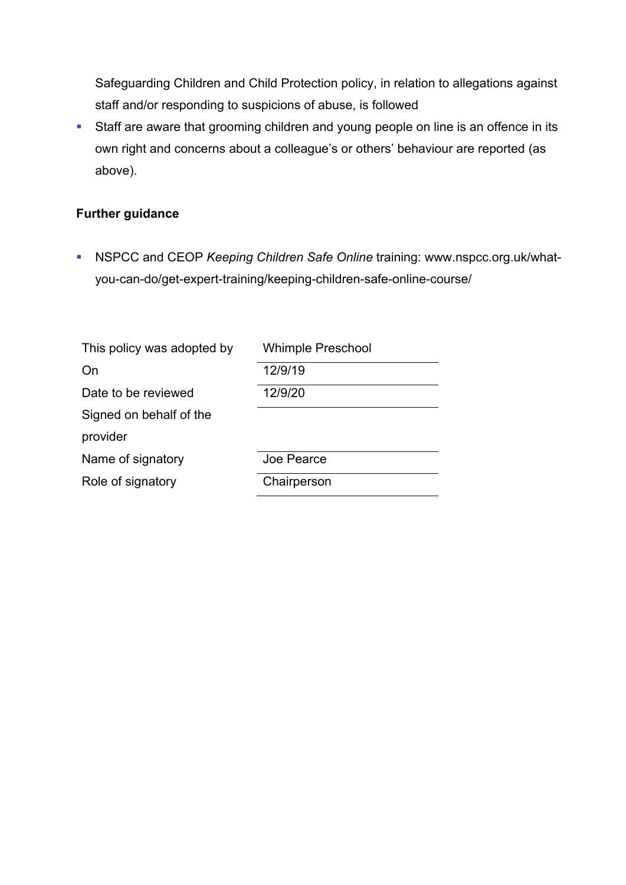Safeguarding Children and Child Protection policy, in relation to allegations against staff and/or responding to suspicions of abuse, is followed

- Staff are aware that grooming children and young people on line is an offence in its own right and concerns about a colleague's or others' behaviour are reported (as above).

**Further guidance**

- NSPCC and CEOP *Keeping Children Safe Online* training: www.nspcc.org.uk/what-you-can-do/get-expert-training/keeping-children-safe-online-course/

| | |
|---|---|
| This policy was adopted by | Whimple Preschool |
| On | 12/9/19 |
| Date to be reviewed | 12/9/20 |
| Signed on behalf of the provider | |
| Name of signatory | Joe Pearce |
| Role of signatory | Chairperson |